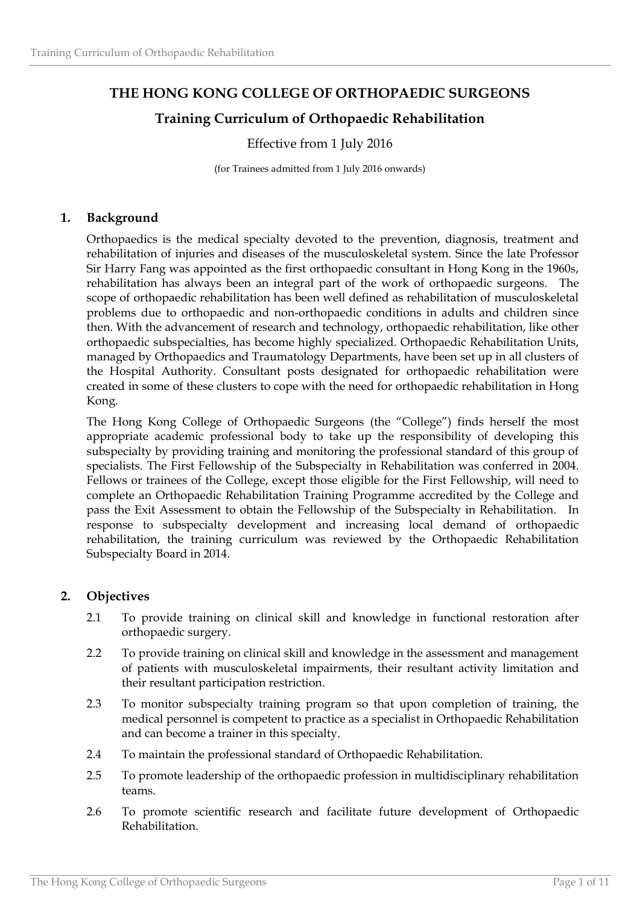# THE HONG KONG COLLEGE OF ORTHOPAEDIC SURGEONS

## Training Curriculum of Orthopaedic Rehabilitation

Effective from 1 July 2016

(for Trainees admitted from 1 July 2016 onwards)

### 1. Background

Orthopaedics is the medical specialty devoted to the prevention, diagnosis, treatment and rehabilitation of injuries and diseases of the musculoskeletal system. Since the late Professor Sir Harry Fang was appointed as the first orthopaedic consultant in Hong Kong in the 1960s, rehabilitation has always been an integral part of the work of orthopaedic surgeons. The scope of orthopaedic rehabilitation has been well defined as rehabilitation of musculoskeletal problems due to orthopaedic and non-orthopaedic conditions in adults and children since then. With the advancement of research and technology, orthopaedic rehabilitation, like other orthopaedic subspecialties, has become highly specialized. Orthopaedic Rehabilitation Units, managed by Orthopaedics and Traumatology Departments, have been set up in all clusters of the Hospital Authority. Consultant posts designated for orthopaedic rehabilitation were created in some of these clusters to cope with the need for orthopaedic rehabilitation in Hong Kong.

The Hong Kong College of Orthopaedic Surgeons (the "College") finds herself the most appropriate academic professional body to take up the responsibility of developing this subspecialty by providing training and monitoring the professional standard of this group of specialists. The First Fellowship of the Subspecialty in Rehabilitation was conferred in 2004. Fellows or trainees of the College, except those eligible for the First Fellowship, will need to complete an Orthopaedic Rehabilitation Training Programme accredited by the College and pass the Exit Assessment to obtain the Fellowship of the Subspecialty in Rehabilitation. In response to subspecialty development and increasing local demand of orthopaedic rehabilitation, the training curriculum was reviewed by the Orthopaedic Rehabilitation Subspecialty Board in 2014.

### 2. Objectives

2.1 To provide training on clinical skill and knowledge in functional restoration after orthopaedic surgery.

2.2 To provide training on clinical skill and knowledge in the assessment and management of patients with musculoskeletal impairments, their resultant activity limitation and their resultant participation restriction.

2.3 To monitor subspecialty training program so that upon completion of training, the medical personnel is competent to practice as a specialist in Orthopaedic Rehabilitation and can become a trainer in this specialty.

2.4 To maintain the professional standard of Orthopaedic Rehabilitation.

2.5 To promote leadership of the orthopaedic profession in multidisciplinary rehabilitation teams.

2.6 To promote scientific research and facilitate future development of Orthopaedic Rehabilitation.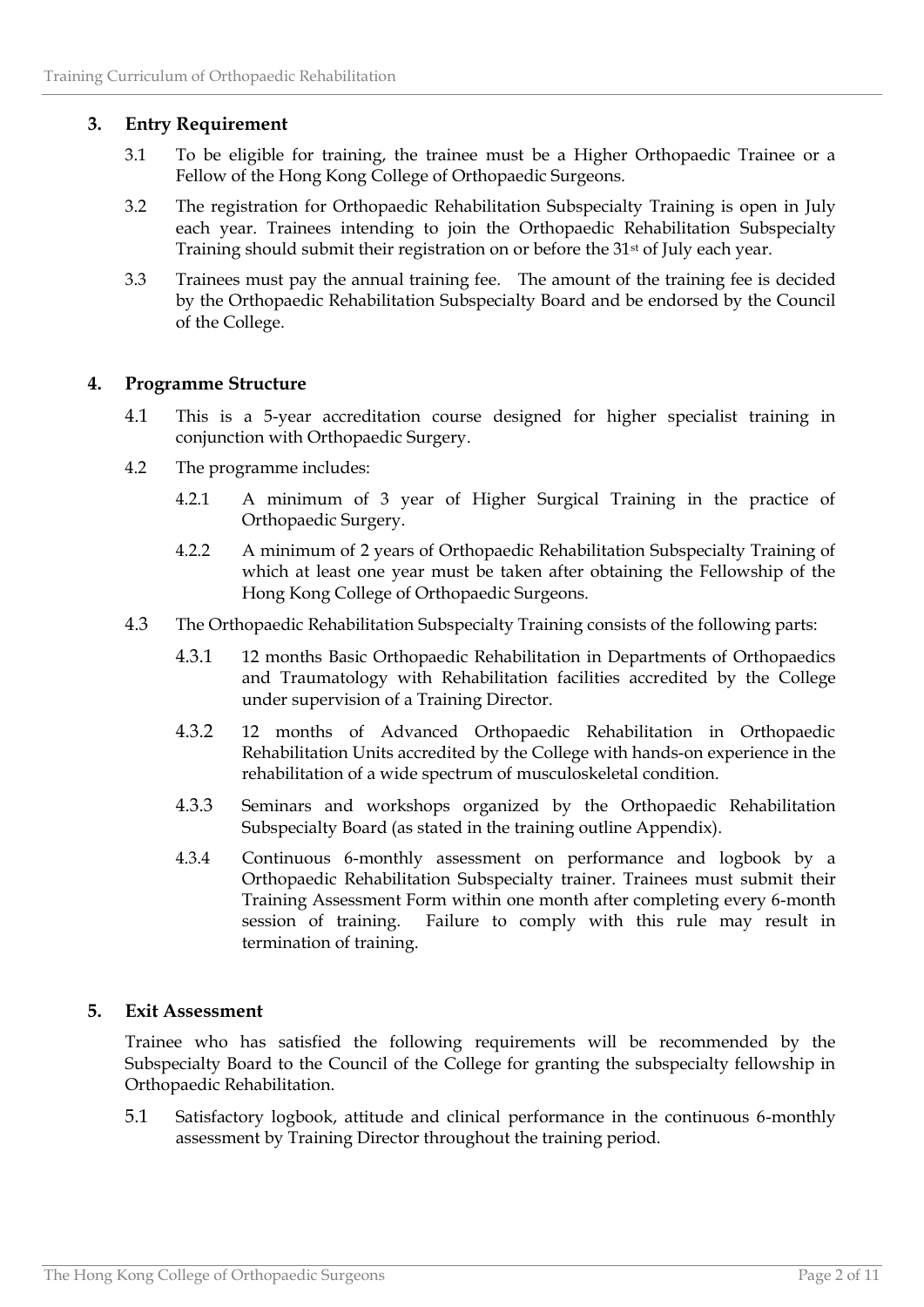## 3. Entry Requirement

3.1 To be eligible for training, the trainee must be a Higher Orthopaedic Trainee or a Fellow of the Hong Kong College of Orthopaedic Surgeons.

3.2 The registration for Orthopaedic Rehabilitation Subspecialty Training is open in July each year. Trainees intending to join the Orthopaedic Rehabilitation Subspecialty Training should submit their registration on or before the 31st of July each year.

3.3 Trainees must pay the annual training fee. The amount of the training fee is decided by the Orthopaedic Rehabilitation Subspecialty Board and be endorsed by the Council of the College.

## 4. Programme Structure

4.1 This is a 5-year accreditation course designed for higher specialist training in conjunction with Orthopaedic Surgery.

4.2 The programme includes:

4.2.1 A minimum of 3 year of Higher Surgical Training in the practice of Orthopaedic Surgery.

4.2.2 A minimum of 2 years of Orthopaedic Rehabilitation Subspecialty Training of which at least one year must be taken after obtaining the Fellowship of the Hong Kong College of Orthopaedic Surgeons.

4.3 The Orthopaedic Rehabilitation Subspecialty Training consists of the following parts:

4.3.1 12 months Basic Orthopaedic Rehabilitation in Departments of Orthopaedics and Traumatology with Rehabilitation facilities accredited by the College under supervision of a Training Director.

4.3.2 12 months of Advanced Orthopaedic Rehabilitation in Orthopaedic Rehabilitation Units accredited by the College with hands-on experience in the rehabilitation of a wide spectrum of musculoskeletal condition.

4.3.3 Seminars and workshops organized by the Orthopaedic Rehabilitation Subspecialty Board (as stated in the training outline Appendix).

4.3.4 Continuous 6-monthly assessment on performance and logbook by a Orthopaedic Rehabilitation Subspecialty trainer. Trainees must submit their Training Assessment Form within one month after completing every 6-month session of training. Failure to comply with this rule may result in termination of training.

## 5. Exit Assessment

Trainee who has satisfied the following requirements will be recommended by the Subspecialty Board to the Council of the College for granting the subspecialty fellowship in Orthopaedic Rehabilitation.

5.1 Satisfactory logbook, attitude and clinical performance in the continuous 6-monthly assessment by Training Director throughout the training period.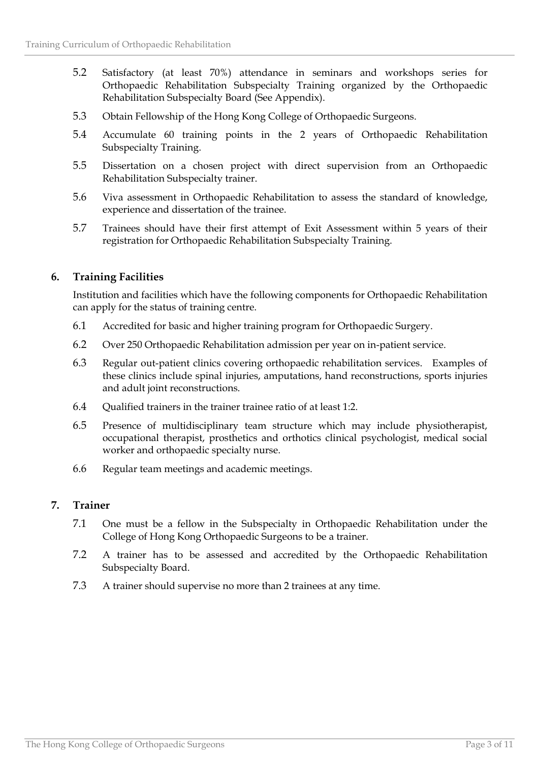5.2 Satisfactory (at least 70%) attendance in seminars and workshops series for Orthopaedic Rehabilitation Subspecialty Training organized by the Orthopaedic Rehabilitation Subspecialty Board (See Appendix).

5.3 Obtain Fellowship of the Hong Kong College of Orthopaedic Surgeons.

5.4 Accumulate 60 training points in the 2 years of Orthopaedic Rehabilitation Subspecialty Training.

5.5 Dissertation on a chosen project with direct supervision from an Orthopaedic Rehabilitation Subspecialty trainer.

5.6 Viva assessment in Orthopaedic Rehabilitation to assess the standard of knowledge, experience and dissertation of the trainee.

5.7 Trainees should have their first attempt of Exit Assessment within 5 years of their registration for Orthopaedic Rehabilitation Subspecialty Training.

## 6. Training Facilities

Institution and facilities which have the following components for Orthopaedic Rehabilitation can apply for the status of training centre.

6.1 Accredited for basic and higher training program for Orthopaedic Surgery.

6.2 Over 250 Orthopaedic Rehabilitation admission per year on in-patient service.

6.3 Regular out-patient clinics covering orthopaedic rehabilitation services. Examples of these clinics include spinal injuries, amputations, hand reconstructions, sports injuries and adult joint reconstructions.

6.4 Qualified trainers in the trainer trainee ratio of at least 1:2.

6.5 Presence of multidisciplinary team structure which may include physiotherapist, occupational therapist, prosthetics and orthotics clinical psychologist, medical social worker and orthopaedic specialty nurse.

6.6 Regular team meetings and academic meetings.

## 7. Trainer

7.1 One must be a fellow in the Subspecialty in Orthopaedic Rehabilitation under the College of Hong Kong Orthopaedic Surgeons to be a trainer.

7.2 A trainer has to be assessed and accredited by the Orthopaedic Rehabilitation Subspecialty Board.

7.3 A trainer should supervise no more than 2 trainees at any time.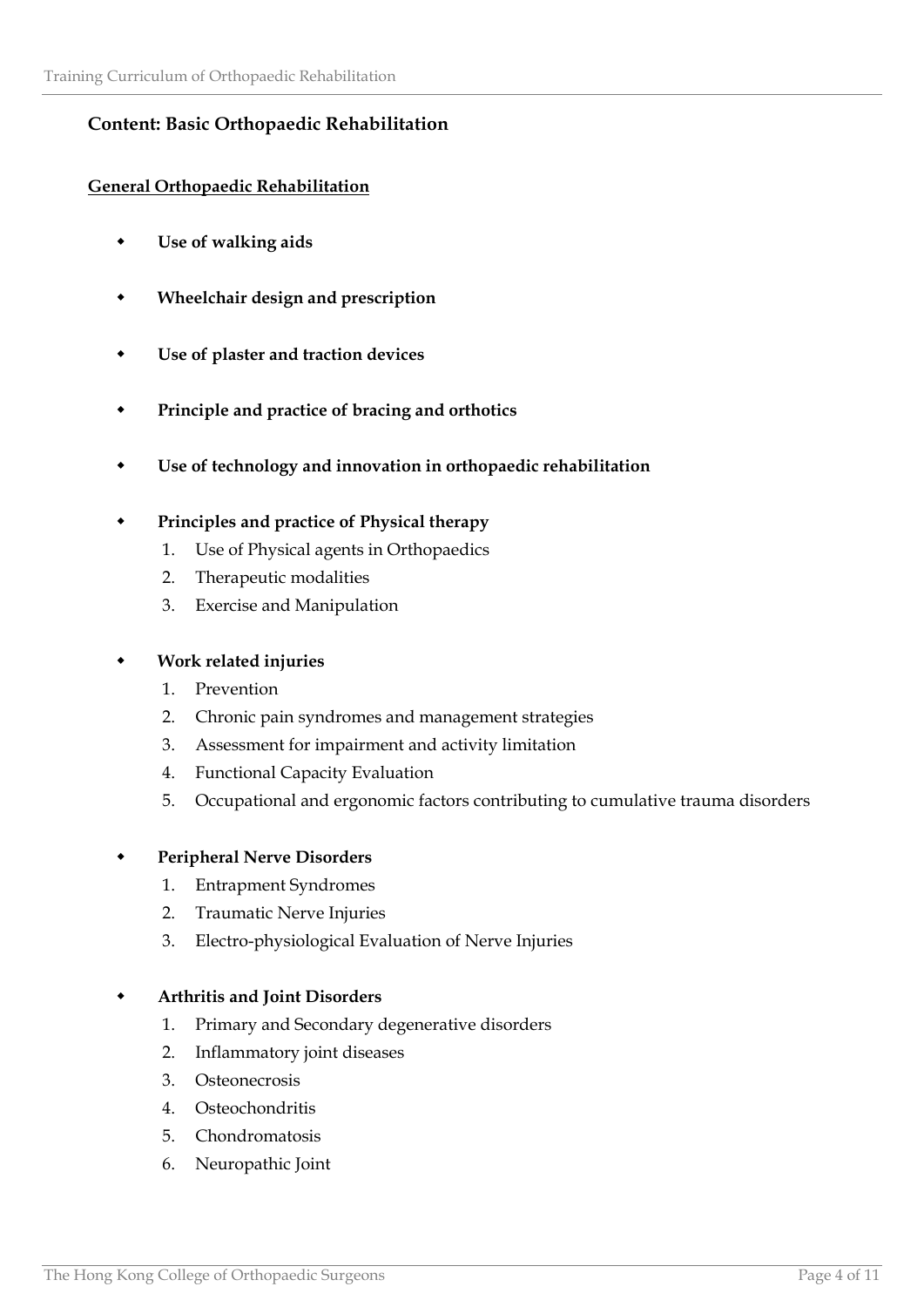## Content: Basic Orthopaedic Rehabilitation

### General Orthopaedic Rehabilitation

- **Use of walking aids**

- **Wheelchair design and prescription**

- **Use of plaster and traction devices**

- **Principle and practice of bracing and orthotics**

- **Use of technology and innovation in orthopaedic rehabilitation**

- **Principles and practice of Physical therapy**
  1. Use of Physical agents in Orthopaedics
  2. Therapeutic modalities
  3. Exercise and Manipulation

- **Work related injuries**
  1. Prevention
  2. Chronic pain syndromes and management strategies
  3. Assessment for impairment and activity limitation
  4. Functional Capacity Evaluation
  5. Occupational and ergonomic factors contributing to cumulative trauma disorders

- **Peripheral Nerve Disorders**
  1. Entrapment Syndromes
  2. Traumatic Nerve Injuries
  3. Electro-physiological Evaluation of Nerve Injuries

- **Arthritis and Joint Disorders**
  1. Primary and Secondary degenerative disorders
  2. Inflammatory joint diseases
  3. Osteonecrosis
  4. Osteochondritis
  5. Chondromatosis
  6. Neuropathic Joint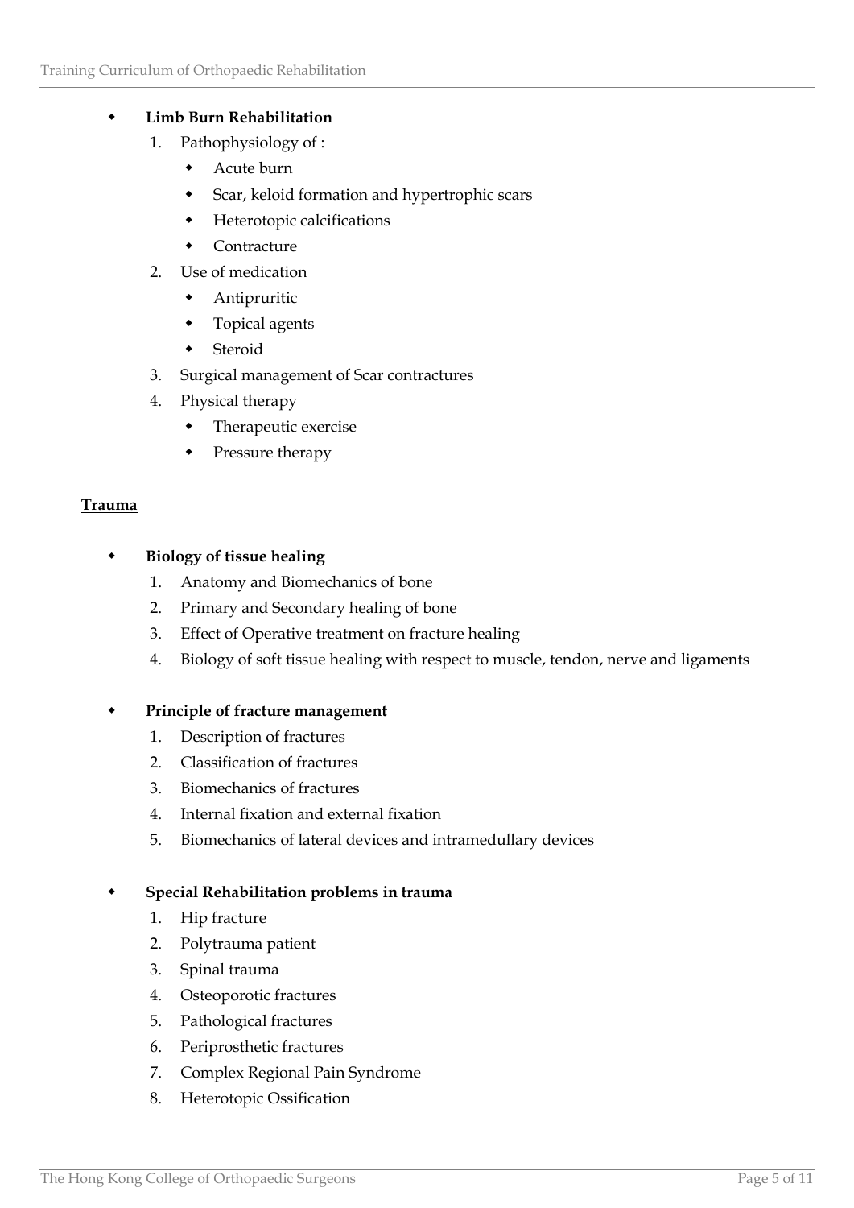- **Limb Burn Rehabilitation**
  1. Pathophysiology of :
     - Acute burn
     - Scar, keloid formation and hypertrophic scars
     - Heterotopic calcifications
     - Contracture
  2. Use of medication
     - Antipruritic
     - Topical agents
     - Steroid
  3. Surgical management of Scar contractures
  4. Physical therapy
     - Therapeutic exercise
     - Pressure therapy

## Trauma

- **Biology of tissue healing**
  1. Anatomy and Biomechanics of bone
  2. Primary and Secondary healing of bone
  3. Effect of Operative treatment on fracture healing
  4. Biology of soft tissue healing with respect to muscle, tendon, nerve and ligaments

- **Principle of fracture management**
  1. Description of fractures
  2. Classification of fractures
  3. Biomechanics of fractures
  4. Internal fixation and external fixation
  5. Biomechanics of lateral devices and intramedullary devices

- **Special Rehabilitation problems in trauma**
  1. Hip fracture
  2. Polytrauma patient
  3. Spinal trauma
  4. Osteoporotic fractures
  5. Pathological fractures
  6. Periprosthetic fractures
  7. Complex Regional Pain Syndrome
  8. Heterotopic Ossification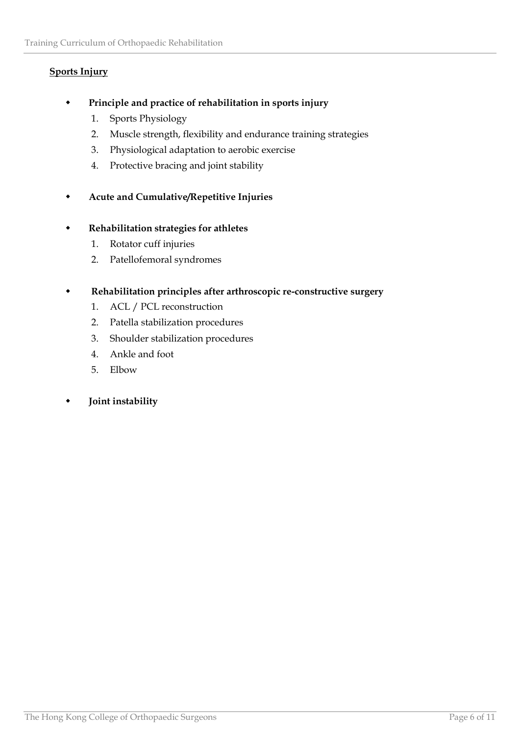**<u>Sports Injury</u>**

- **Principle and practice of rehabilitation in sports injury**
  1. Sports Physiology
  2. Muscle strength, flexibility and endurance training strategies
  3. Physiological adaptation to aerobic exercise
  4. Protective bracing and joint stability

- **Acute and Cumulative/Repetitive Injuries**

- **Rehabilitation strategies for athletes**
  1. Rotator cuff injuries
  2. Patellofemoral syndromes

- **Rehabilitation principles after arthroscopic re-constructive surgery**
  1. ACL / PCL reconstruction
  2. Patella stabilization procedures
  3. Shoulder stabilization procedures
  4. Ankle and foot
  5. Elbow

- **Joint instability**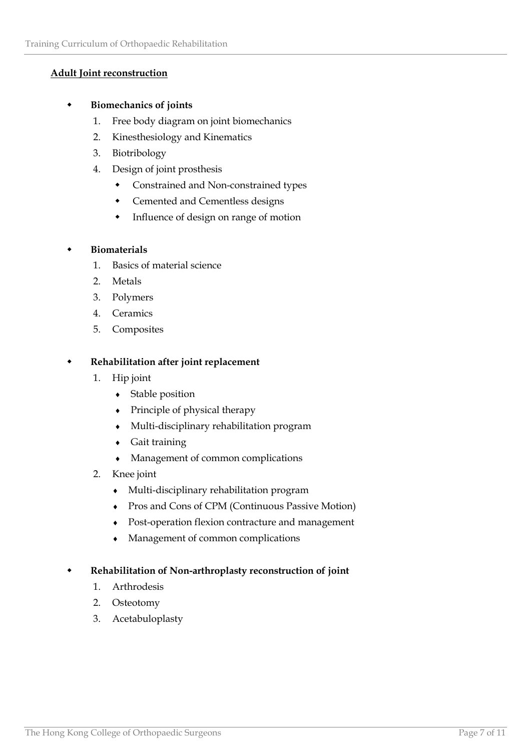**Adult Joint reconstruction**

- **Biomechanics of joints**
    1. Free body diagram on joint biomechanics
    2. Kinesthesiology and Kinematics
    3. Biotribology
    4. Design of joint prosthesis
        - Constrained and Non-constrained types
        - Cemented and Cementless designs
        - Influence of design on range of motion

- **Biomaterials**
    1. Basics of material science
    2. Metals
    3. Polymers
    4. Ceramics
    5. Composites

- **Rehabilitation after joint replacement**
    1. Hip joint
        - Stable position
        - Principle of physical therapy
        - Multi-disciplinary rehabilitation program
        - Gait training
        - Management of common complications
    2. Knee joint
        - Multi-disciplinary rehabilitation program
        - Pros and Cons of CPM (Continuous Passive Motion)
        - Post-operation flexion contracture and management
        - Management of common complications

- **Rehabilitation of Non-arthroplasty reconstruction of joint**
    1. Arthrodesis
    2. Osteotomy
    3. Acetabuloplasty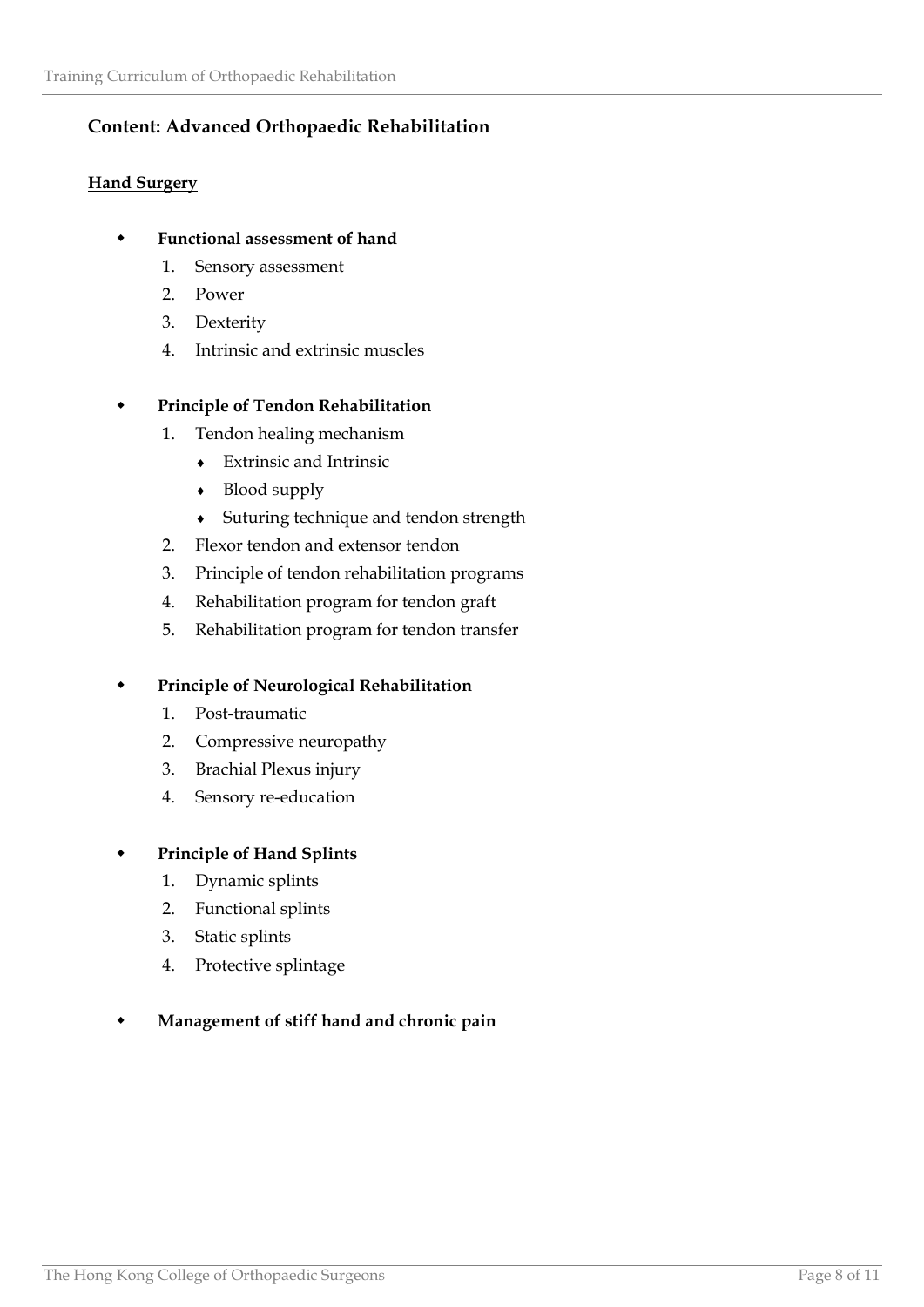## Content: Advanced Orthopaedic Rehabilitation

### Hand Surgery

- **Functional assessment of hand**
  1. Sensory assessment
  2. Power
  3. Dexterity
  4. Intrinsic and extrinsic muscles

- **Principle of Tendon Rehabilitation**
  1. Tendon healing mechanism
     - Extrinsic and Intrinsic
     - Blood supply
     - Suturing technique and tendon strength
  2. Flexor tendon and extensor tendon
  3. Principle of tendon rehabilitation programs
  4. Rehabilitation program for tendon graft
  5. Rehabilitation program for tendon transfer

- **Principle of Neurological Rehabilitation**
  1. Post-traumatic
  2. Compressive neuropathy
  3. Brachial Plexus injury
  4. Sensory re-education

- **Principle of Hand Splints**
  1. Dynamic splints
  2. Functional splints
  3. Static splints
  4. Protective splintage

- **Management of stiff hand and chronic pain**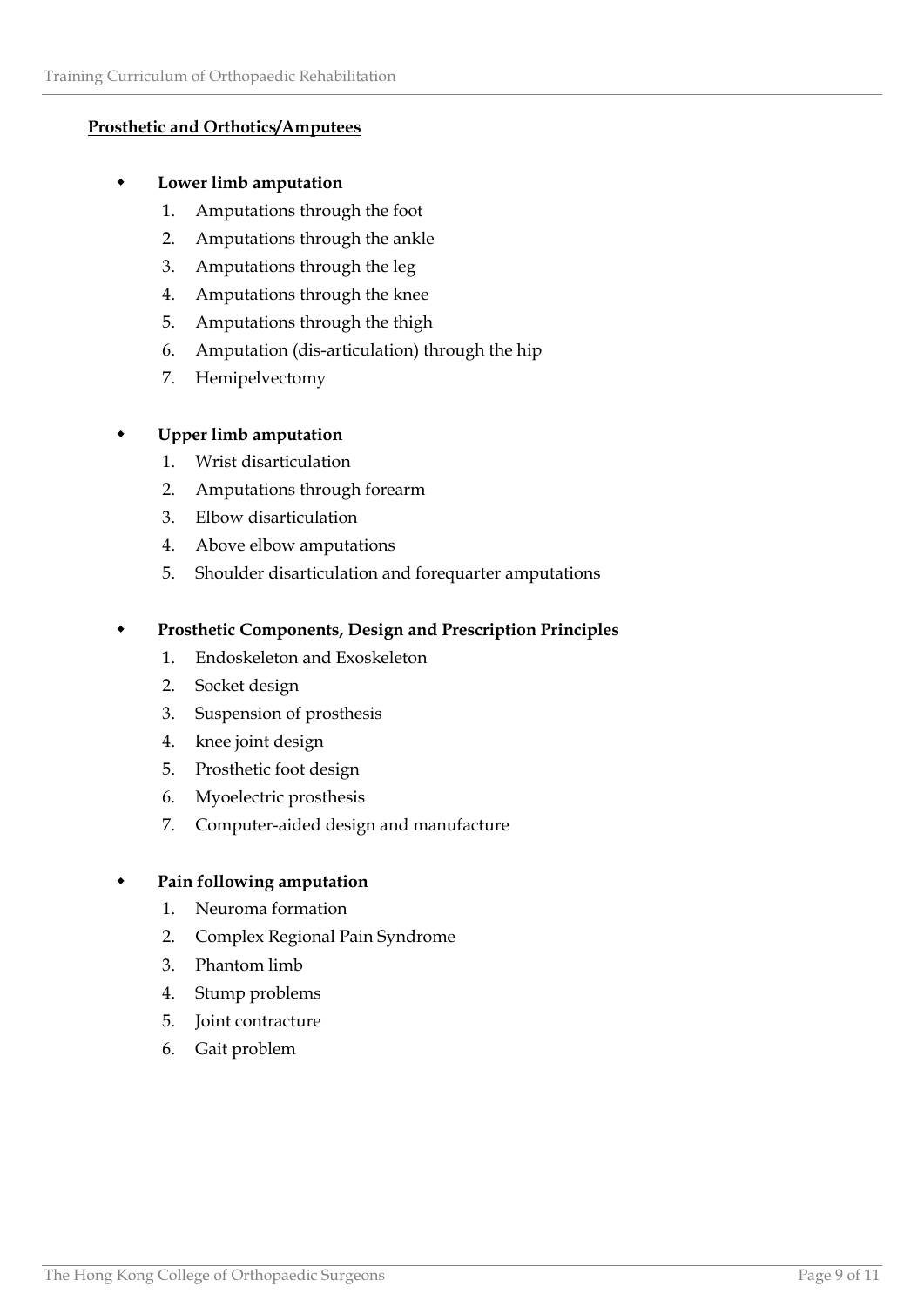**Prosthetic and Orthotics/Amputees**

- **Lower limb amputation**
    1. Amputations through the foot
    2. Amputations through the ankle
    3. Amputations through the leg
    4. Amputations through the knee
    5. Amputations through the thigh
    6. Amputation (dis-articulation) through the hip
    7. Hemipelvectomy

- **Upper limb amputation**
    1. Wrist disarticulation
    2. Amputations through forearm
    3. Elbow disarticulation
    4. Above elbow amputations
    5. Shoulder disarticulation and forequarter amputations

- **Prosthetic Components, Design and Prescription Principles**
    1. Endoskeleton and Exoskeleton
    2. Socket design
    3. Suspension of prosthesis
    4. knee joint design
    5. Prosthetic foot design
    6. Myoelectric prosthesis
    7. Computer-aided design and manufacture

- **Pain following amputation**
    1. Neuroma formation
    2. Complex Regional Pain Syndrome
    3. Phantom limb
    4. Stump problems
    5. Joint contracture
    6. Gait problem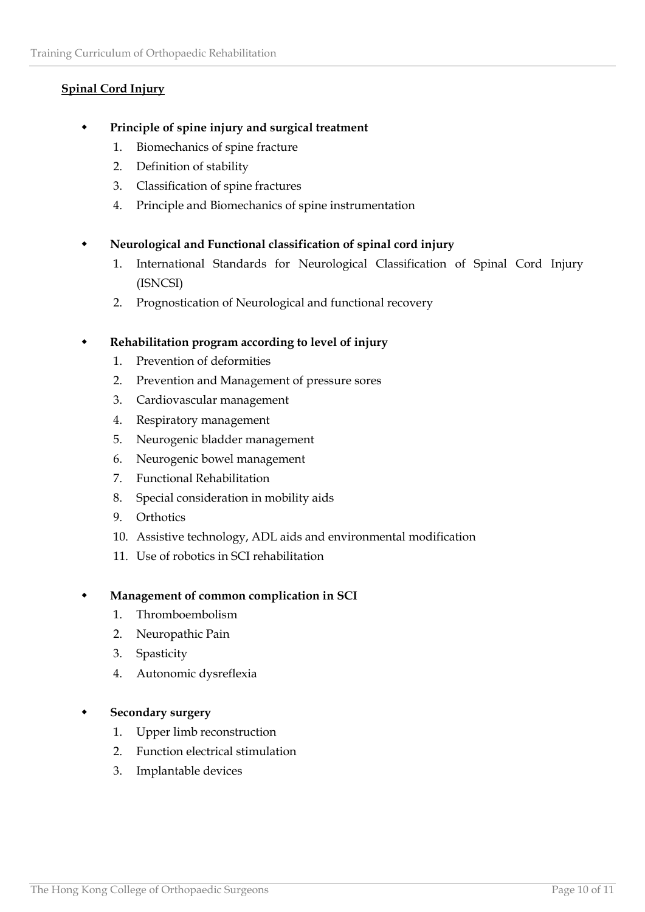## Spinal Cord Injury

- **Principle of spine injury and surgical treatment**
    1. Biomechanics of spine fracture
    2. Definition of stability
    3. Classification of spine fractures
    4. Principle and Biomechanics of spine instrumentation

- **Neurological and Functional classification of spinal cord injury**
    1. International Standards for Neurological Classification of Spinal Cord Injury (ISNCSI)
    2. Prognostication of Neurological and functional recovery

- **Rehabilitation program according to level of injury**
    1. Prevention of deformities
    2. Prevention and Management of pressure sores
    3. Cardiovascular management
    4. Respiratory management
    5. Neurogenic bladder management
    6. Neurogenic bowel management
    7. Functional Rehabilitation
    8. Special consideration in mobility aids
    9. Orthotics
    10. Assistive technology, ADL aids and environmental modification
    11. Use of robotics in SCI rehabilitation

- **Management of common complication in SCI**
    1. Thromboembolism
    2. Neuropathic Pain
    3. Spasticity
    4. Autonomic dysreflexia

- **Secondary surgery**
    1. Upper limb reconstruction
    2. Function electrical stimulation
    3. Implantable devices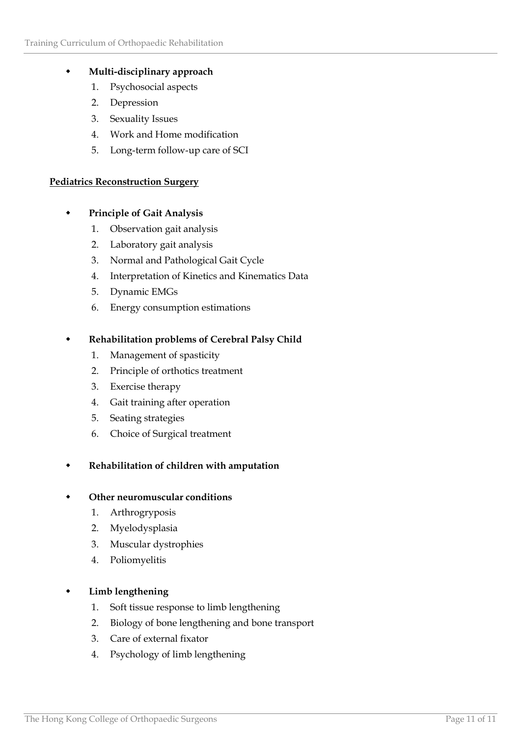- **Multi-disciplinary approach**
  1. Psychosocial aspects
  2. Depression
  3. Sexuality Issues
  4. Work and Home modification
  5. Long-term follow-up care of SCI

**<u>Pediatrics Reconstruction Surgery</u>**

- **Principle of Gait Analysis**
  1. Observation gait analysis
  2. Laboratory gait analysis
  3. Normal and Pathological Gait Cycle
  4. Interpretation of Kinetics and Kinematics Data
  5. Dynamic EMGs
  6. Energy consumption estimations

- **Rehabilitation problems of Cerebral Palsy Child**
  1. Management of spasticity
  2. Principle of orthotics treatment
  3. Exercise therapy
  4. Gait training after operation
  5. Seating strategies
  6. Choice of Surgical treatment

- **Rehabilitation of children with amputation**

- **Other neuromuscular conditions**
  1. Arthrogryposis
  2. Myelodysplasia
  3. Muscular dystrophies
  4. Poliomyelitis

- **Limb lengthening**
  1. Soft tissue response to limb lengthening
  2. Biology of bone lengthening and bone transport
  3. Care of external fixator
  4. Psychology of limb lengthening